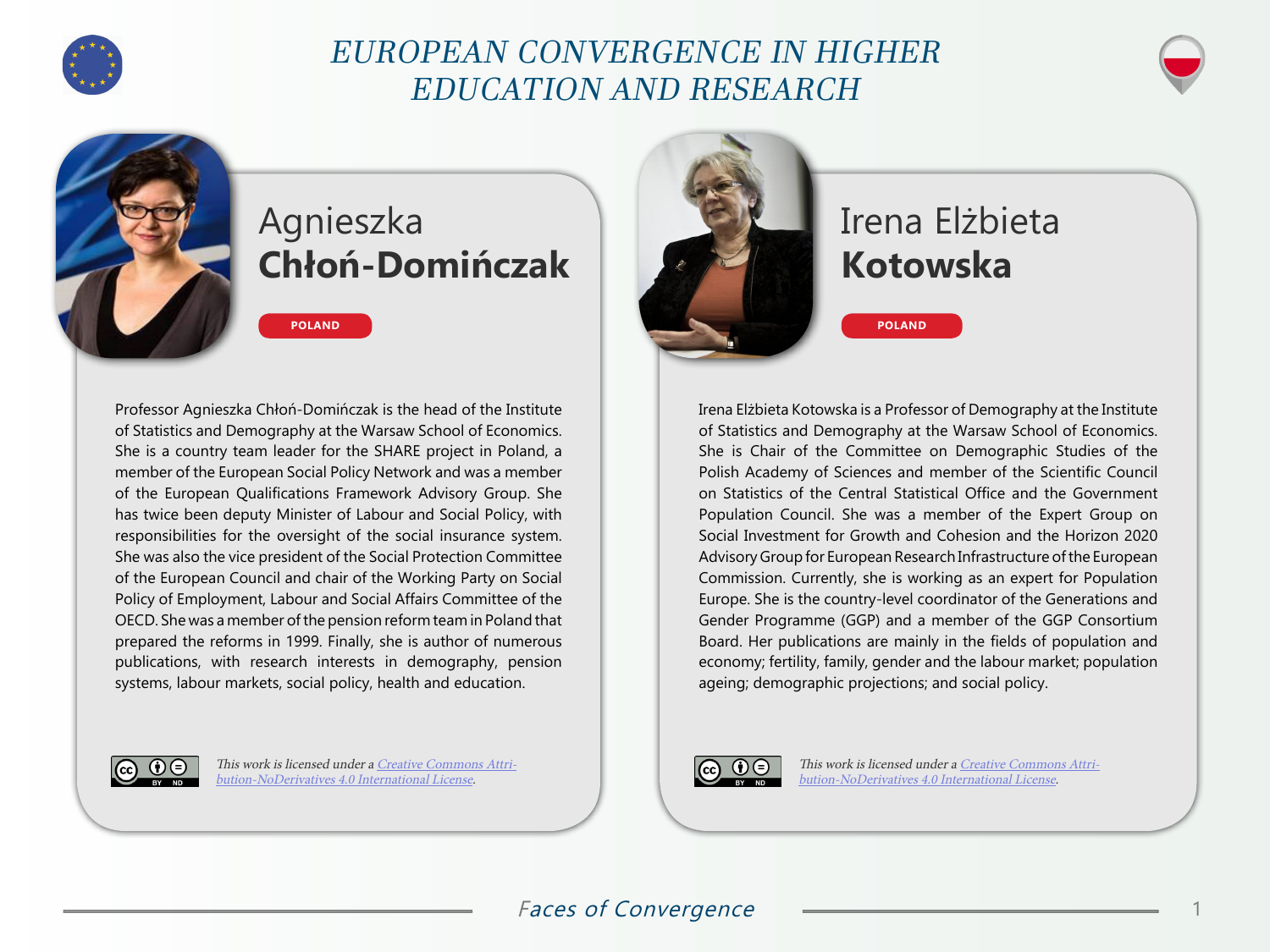# EUROPEAN CONVERGENCE IN HIGHER EDUCATION AND RESEARCH

## Agnieszka **Chłoń-Domińczak**

POLAND

Professor Agnieszka Chłoń-Domińczak is the head of the Institute of Statistics and Demography at the Warsaw School of Economics. She is a country team leader for the SHARE project in Poland, a member of the European Social Policy Network and was a member of the European Qualifications Framework Advisory Group. She has twice been deputy Minister of Labour and Social Policy, with responsibilities for the oversight of the social insurance system. She was also the vice president of the Social Protection Committee of the European Council and chair of the Working Party on Social Policy of Employment, Labour and Social Affairs Committee of the OECD. She was a member of the pension reform team in Poland that prepared the reforms in 1999. Finally, she is author of numerous publications, with research interests in demography, pension systems, labour markets, social policy, health and education.

*This work is licensed under a [Creative Commons Attribution-NoDerivatives 4.0 International License](#).*

## Irena Elżbieta **Kotowska**

POLAND

Irena Elżbieta Kotowska is a Professor of Demography at the Institute of Statistics and Demography at the Warsaw School of Economics. She is Chair of the Committee on Demographic Studies of the Polish Academy of Sciences and member of the Scientific Council on Statistics of the Central Statistical Office and the Government Population Council. She was a member of the Expert Group on Social Investment for Growth and Cohesion and the Horizon 2020 Advisory Group for European Research Infrastructure of the European Commission. Currently, she is working as an expert for Population Europe. She is the country-level coordinator of the Generations and Gender Programme (GGP) and a member of the GGP Consortium Board. Her publications are mainly in the fields of population and economy; fertility, family, gender and the labour market; population ageing; demographic projections; and social policy.

*This work is licensed under a [Creative Commons Attribution-NoDerivatives 4.0 International License](#).*

*Faces of Convergence*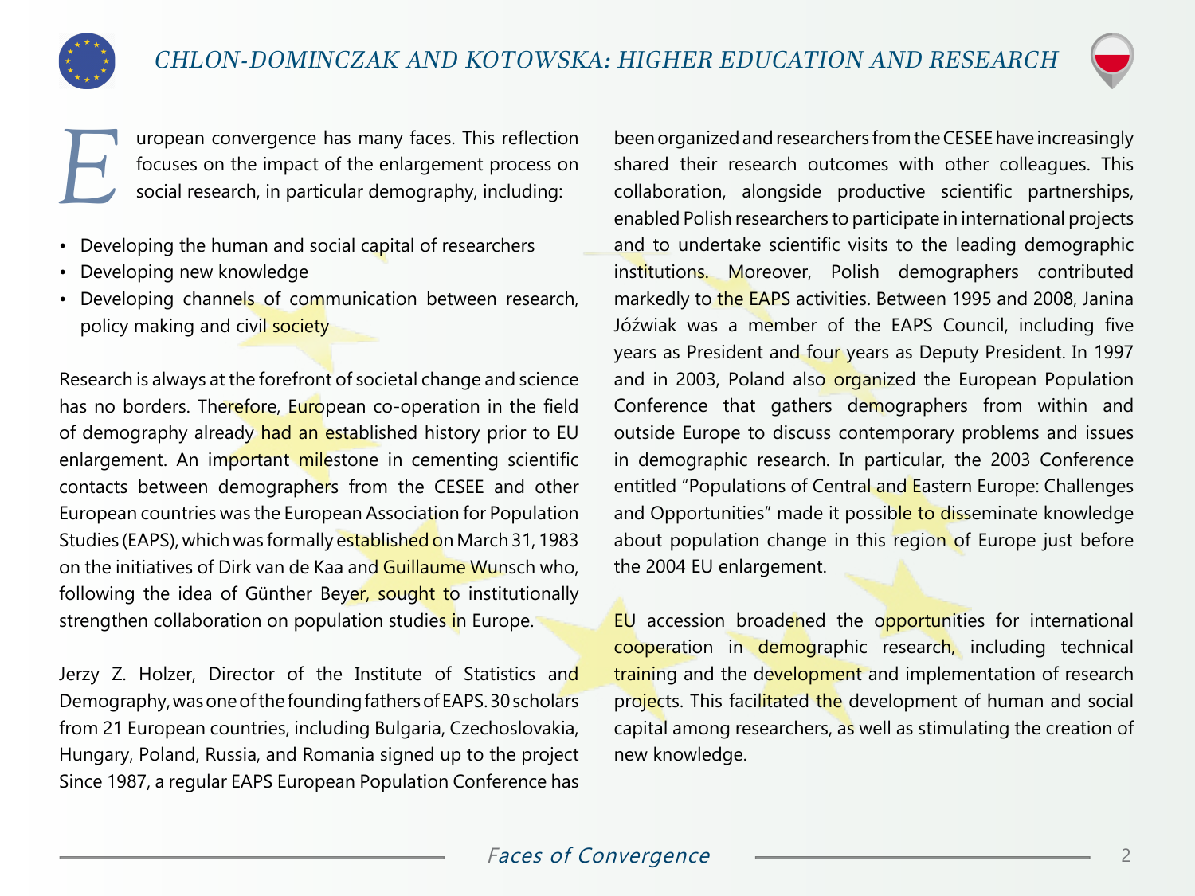European convergence has many faces. This reflection focuses on the impact of the enlargement process on social research, in particular demography, including:

- Developing the human and social capital of researchers
- Developing new knowledge
- Developing channels of communication between research, policy making and civil society

Research is always at the forefront of societal change and science has no borders. Therefore, European co-operation in the field of demography already had an established history prior to EU enlargement. An important milestone in cementing scientific contacts between demographers from the CESEE and other European countries was the European Association for Population Studies (EAPS), which was formally established on March 31, 1983 on the initiatives of Dirk van de Kaa and Guillaume Wunsch who, following the idea of Günther Beyer, sought to institutionally strengthen collaboration on population studies in Europe.

Jerzy Z. Holzer, Director of the Institute of Statistics and Demography, was one of the founding fathers of EAPS. 30 scholars from 21 European countries, including Bulgaria, Czechoslovakia, Hungary, Poland, Russia, and Romania signed up to the project Since 1987, a regular EAPS European Population Conference has been organized and researchers from the CESEE have increasingly shared their research outcomes with other colleagues. This collaboration, alongside productive scientific partnerships, enabled Polish researchers to participate in international projects and to undertake scientific visits to the leading demographic institutions. Moreover, Polish demographers contributed markedly to the EAPS activities. Between 1995 and 2008, Janina Jóźwiak was a member of the EAPS Council, including five years as President and four years as Deputy President. In 1997 and in 2003, Poland also organized the European Population Conference that gathers demographers from within and outside Europe to discuss contemporary problems and issues in demographic research. In particular, the 2003 Conference entitled "Populations of Central and Eastern Europe: Challenges and Opportunities" made it possible to disseminate knowledge about population change in this region of Europe just before the 2004 EU enlargement.

EU accession broadened the opportunities for international cooperation in demographic research, including technical training and the development and implementation of research projects. This facilitated the development of human and social capital among researchers, as well as stimulating the creation of new knowledge.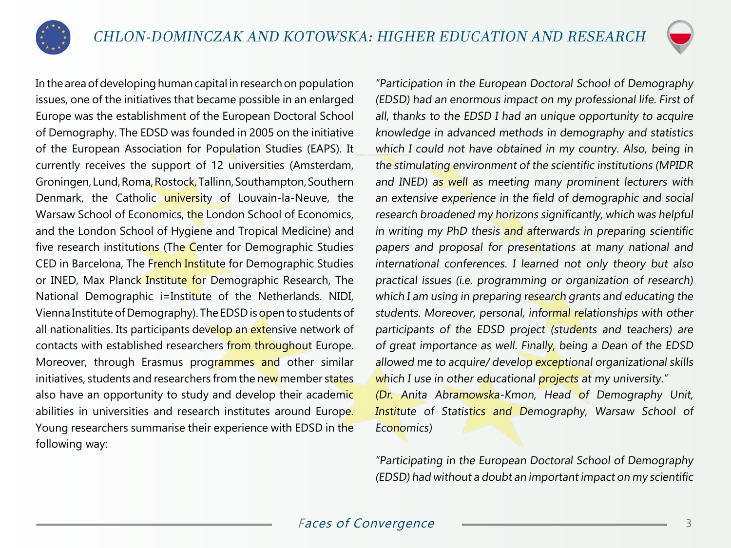In the area of developing human capital in research on population issues, one of the initiatives that became possible in an enlarged Europe was the establishment of the European Doctoral School of Demography. The EDSD was founded in 2005 on the initiative of the European Association for Population Studies (EAPS). It currently receives the support of 12 universities (Amsterdam, Groningen, Lund, Roma, Rostock, Tallinn, Southampton, Southern Denmark, the Catholic university of Louvain-la-Neuve, the Warsaw School of Economics, the London School of Economics, and the London School of Hygiene and Tropical Medicine) and five research institutions (The Center for Demographic Studies CED in Barcelona, The French Institute for Demographic Studies or INED, Max Planck Institute for Demographic Research, The National Demographic i=Institute of the Netherlands. NIDI, Vienna Institute of Demography). The EDSD is open to students of all nationalities. Its participants develop an extensive network of contacts with established researchers from throughout Europe. Moreover, through Erasmus programmes and other similar initiatives, students and researchers from the new member states also have an opportunity to study and develop their academic abilities in universities and research institutes around Europe. Young researchers summarise their experience with EDSD in the following way:

*"Participation in the European Doctoral School of Demography (EDSD) had an enormous impact on my professional life. First of all, thanks to the EDSD I had an unique opportunity to acquire knowledge in advanced methods in demography and statistics which I could not have obtained in my country. Also, being in the stimulating environment of the scientific institutions (MPIDR and INED) as well as meeting many prominent lecturers with an extensive experience in the field of demographic and social research broadened my horizons significantly, which was helpful in writing my PhD thesis and afterwards in preparing scientific papers and proposal for presentations at many national and international conferences. I learned not only theory but also practical issues (i.e. programming or organization of research) which I am using in preparing research grants and educating the students. Moreover, personal, informal relationships with other participants of the EDSD project (students and teachers) are of great importance as well. Finally, being a Dean of the EDSD allowed me to acquire/ develop exceptional organizational skills which I use in other educational projects at my university."*
*(Dr. Anita Abramowska-Kmon, Head of Demography Unit, Institute of Statistics and Demography, Warsaw School of Economics)*

*"Participating in the European Doctoral School of Demography (EDSD) had without a doubt an important impact on my scientific*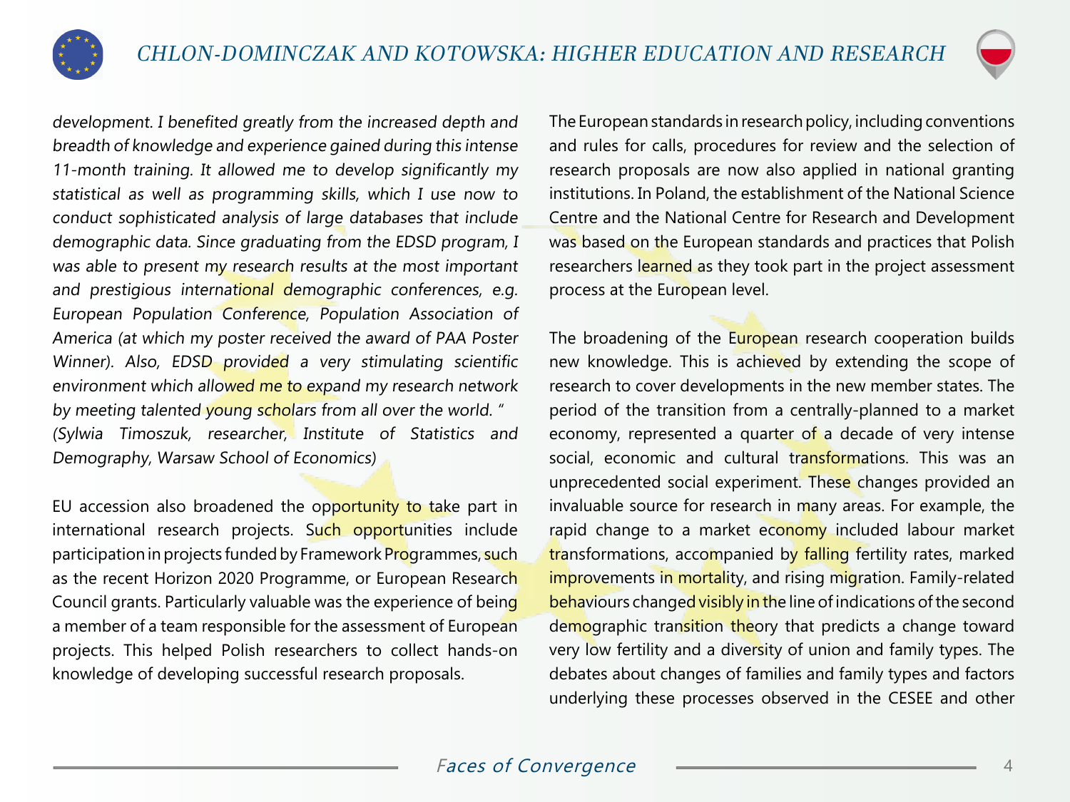*development. I benefited greatly from the increased depth and breadth of knowledge and experience gained during this intense 11-month training. It allowed me to develop significantly my statistical as well as programming skills, which I use now to conduct sophisticated analysis of large databases that include demographic data. Since graduating from the EDSD program, I was able to present my research results at the most important and prestigious international demographic conferences, e.g. European Population Conference, Population Association of America (at which my poster received the award of PAA Poster Winner). Also, EDSD provided a very stimulating scientific environment which allowed me to expand my research network by meeting talented young scholars from all over the world. " (Sylwia Timoszuk, researcher, Institute of Statistics and Demography, Warsaw School of Economics)*

EU accession also broadened the opportunity to take part in international research projects. Such opportunities include participation in projects funded by Framework Programmes, such as the recent Horizon 2020 Programme, or European Research Council grants. Particularly valuable was the experience of being a member of a team responsible for the assessment of European projects. This helped Polish researchers to collect hands-on knowledge of developing successful research proposals.

The European standards in research policy, including conventions and rules for calls, procedures for review and the selection of research proposals are now also applied in national granting institutions. In Poland, the establishment of the National Science Centre and the National Centre for Research and Development was based on the European standards and practices that Polish researchers learned as they took part in the project assessment process at the European level.

The broadening of the European research cooperation builds new knowledge. This is achieved by extending the scope of research to cover developments in the new member states. The period of the transition from a centrally-planned to a market economy, represented a quarter of a decade of very intense social, economic and cultural transformations. This was an unprecedented social experiment. These changes provided an invaluable source for research in many areas. For example, the rapid change to a market economy included labour market transformations, accompanied by falling fertility rates, marked improvements in mortality, and rising migration. Family-related behaviours changed visibly in the line of indications of the second demographic transition theory that predicts a change toward very low fertility and a diversity of union and family types. The debates about changes of families and family types and factors underlying these processes observed in the CESEE and other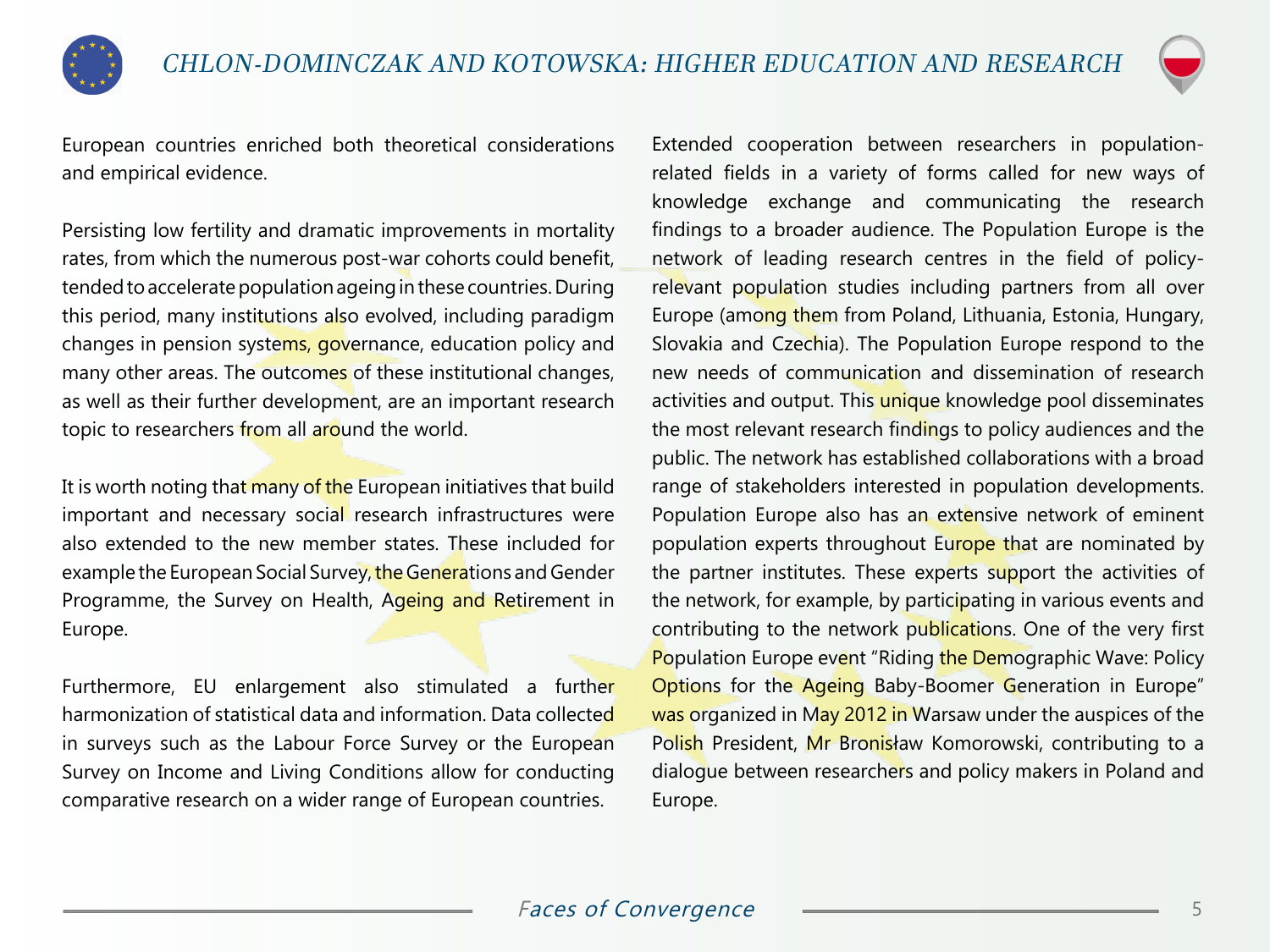European countries enriched both theoretical considerations and empirical evidence.

Persisting low fertility and dramatic improvements in mortality rates, from which the numerous post-war cohorts could benefit, tended to accelerate population ageing in these countries. During this period, many institutions also evolved, including paradigm changes in pension systems, governance, education policy and many other areas. The outcomes of these institutional changes, as well as their further development, are an important research topic to researchers from all around the world.

It is worth noting that many of the European initiatives that build important and necessary social research infrastructures were also extended to the new member states. These included for example the European Social Survey, the Generations and Gender Programme, the Survey on Health, Ageing and Retirement in Europe.

Furthermore, EU enlargement also stimulated a further harmonization of statistical data and information. Data collected in surveys such as the Labour Force Survey or the European Survey on Income and Living Conditions allow for conducting comparative research on a wider range of European countries.

Extended cooperation between researchers in population-related fields in a variety of forms called for new ways of knowledge exchange and communicating the research findings to a broader audience. The Population Europe is the network of leading research centres in the field of policy-relevant population studies including partners from all over Europe (among them from Poland, Lithuania, Estonia, Hungary, Slovakia and Czechia). The Population Europe respond to the new needs of communication and dissemination of research activities and output. This unique knowledge pool disseminates the most relevant research findings to policy audiences and the public. The network has established collaborations with a broad range of stakeholders interested in population developments. Population Europe also has an extensive network of eminent population experts throughout Europe that are nominated by the partner institutes. These experts support the activities of the network, for example, by participating in various events and contributing to the network publications. One of the very first Population Europe event "Riding the Demographic Wave: Policy Options for the Ageing Baby-Boomer Generation in Europe" was organized in May 2012 in Warsaw under the auspices of the Polish President, Mr Bronisław Komorowski, contributing to a dialogue between researchers and policy makers in Poland and Europe.